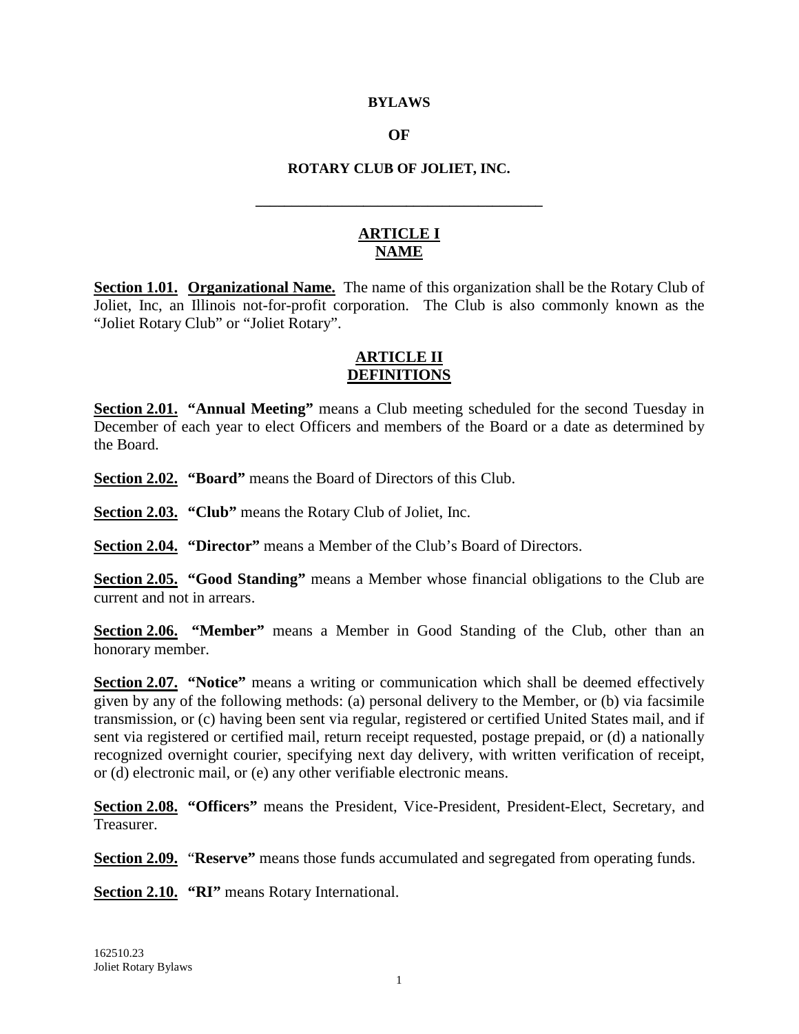# BYLAWS

# OF

# ROTARY CLUB OF JOLIET, INC.

---

## ARTICLE I
## NAME

**Section 1.01. Organizational Name.** The name of this organization shall be the Rotary Club of Joliet, Inc, an Illinois not-for-profit corporation. The Club is also commonly known as the "Joliet Rotary Club" or "Joliet Rotary".

## ARTICLE II
## DEFINITIONS

**Section 2.01. "Annual Meeting"** means a Club meeting scheduled for the second Tuesday in December of each year to elect Officers and members of the Board or a date as determined by the Board.

**Section 2.02. "Board"** means the Board of Directors of this Club.

**Section 2.03. "Club"** means the Rotary Club of Joliet, Inc.

**Section 2.04. "Director"** means a Member of the Club's Board of Directors.

**Section 2.05. "Good Standing"** means a Member whose financial obligations to the Club are current and not in arrears.

**Section 2.06. "Member"** means a Member in Good Standing of the Club, other than an honorary member.

**Section 2.07. "Notice"** means a writing or communication which shall be deemed effectively given by any of the following methods: (a) personal delivery to the Member, or (b) via facsimile transmission, or (c) having been sent via regular, registered or certified United States mail, and if sent via registered or certified mail, return receipt requested, postage prepaid, or (d) a nationally recognized overnight courier, specifying next day delivery, with written verification of receipt, or (d) electronic mail, or (e) any other verifiable electronic means.

**Section 2.08. "Officers"** means the President, Vice-President, President-Elect, Secretary, and Treasurer.

**Section 2.09. "Reserve"** means those funds accumulated and segregated from operating funds.

**Section 2.10. "RI"** means Rotary International.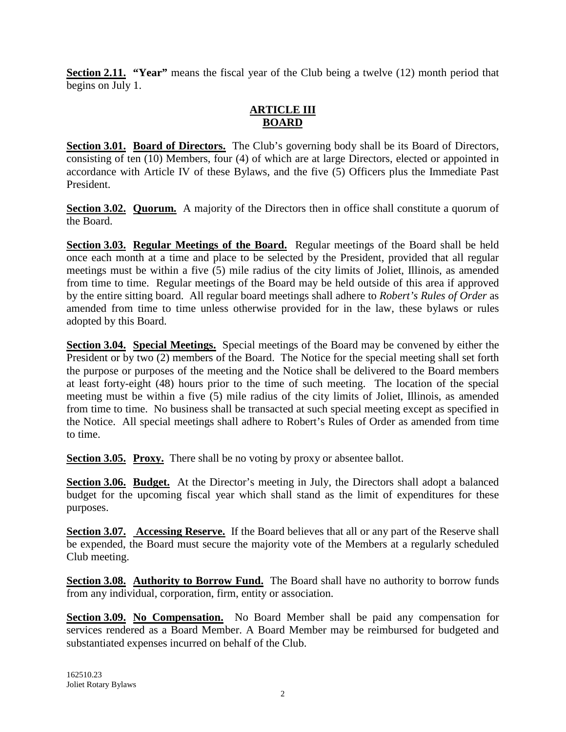**Section 2.11.** **"Year"** means the fiscal year of the Club being a twelve (12) month period that begins on July 1.

## ARTICLE III
## BOARD

**Section 3.01.** **Board of Directors.** The Club's governing body shall be its Board of Directors, consisting of ten (10) Members, four (4) of which are at large Directors, elected or appointed in accordance with Article IV of these Bylaws, and the five (5) Officers plus the Immediate Past President.

**Section 3.02.** **Quorum.** A majority of the Directors then in office shall constitute a quorum of the Board.

**Section 3.03.** **Regular Meetings of the Board.** Regular meetings of the Board shall be held once each month at a time and place to be selected by the President, provided that all regular meetings must be within a five (5) mile radius of the city limits of Joliet, Illinois, as amended from time to time. Regular meetings of the Board may be held outside of this area if approved by the entire sitting board. All regular board meetings shall adhere to *Robert's Rules of Order* as amended from time to time unless otherwise provided for in the law, these bylaws or rules adopted by this Board.

**Section 3.04.** **Special Meetings.** Special meetings of the Board may be convened by either the President or by two (2) members of the Board. The Notice for the special meeting shall set forth the purpose or purposes of the meeting and the Notice shall be delivered to the Board members at least forty-eight (48) hours prior to the time of such meeting. The location of the special meeting must be within a five (5) mile radius of the city limits of Joliet, Illinois, as amended from time to time. No business shall be transacted at such special meeting except as specified in the Notice. All special meetings shall adhere to Robert's Rules of Order as amended from time to time.

**Section 3.05.** **Proxy.** There shall be no voting by proxy or absentee ballot.

**Section 3.06.** **Budget.** At the Director's meeting in July, the Directors shall adopt a balanced budget for the upcoming fiscal year which shall stand as the limit of expenditures for these purposes.

**Section 3.07.** **Accessing Reserve.** If the Board believes that all or any part of the Reserve shall be expended, the Board must secure the majority vote of the Members at a regularly scheduled Club meeting.

**Section 3.08.** **Authority to Borrow Fund.** The Board shall have no authority to borrow funds from any individual, corporation, firm, entity or association.

**Section 3.09.** **No Compensation.** No Board Member shall be paid any compensation for services rendered as a Board Member. A Board Member may be reimbursed for budgeted and substantiated expenses incurred on behalf of the Club.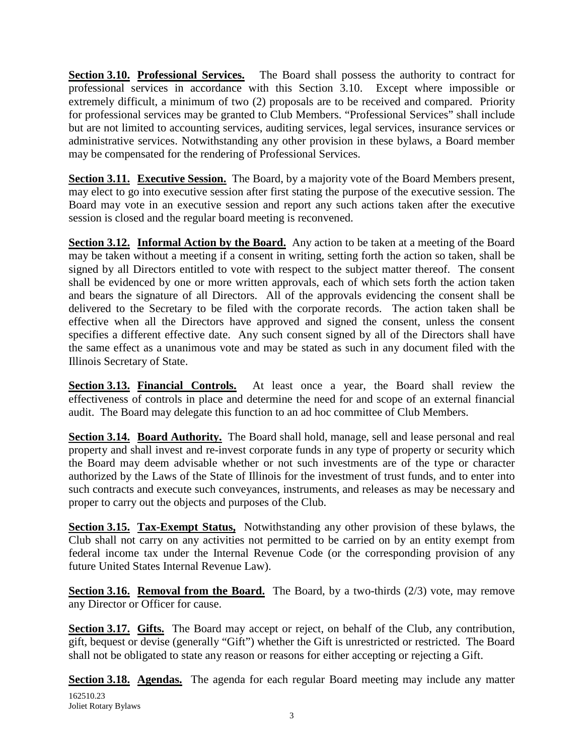**Section 3.10. Professional Services.** The Board shall possess the authority to contract for professional services in accordance with this Section 3.10. Except where impossible or extremely difficult, a minimum of two (2) proposals are to be received and compared. Priority for professional services may be granted to Club Members. "Professional Services" shall include but are not limited to accounting services, auditing services, legal services, insurance services or administrative services. Notwithstanding any other provision in these bylaws, a Board member may be compensated for the rendering of Professional Services.

**Section 3.11. Executive Session.** The Board, by a majority vote of the Board Members present, may elect to go into executive session after first stating the purpose of the executive session. The Board may vote in an executive session and report any such actions taken after the executive session is closed and the regular board meeting is reconvened.

**Section 3.12. Informal Action by the Board.** Any action to be taken at a meeting of the Board may be taken without a meeting if a consent in writing, setting forth the action so taken, shall be signed by all Directors entitled to vote with respect to the subject matter thereof. The consent shall be evidenced by one or more written approvals, each of which sets forth the action taken and bears the signature of all Directors. All of the approvals evidencing the consent shall be delivered to the Secretary to be filed with the corporate records. The action taken shall be effective when all the Directors have approved and signed the consent, unless the consent specifies a different effective date. Any such consent signed by all of the Directors shall have the same effect as a unanimous vote and may be stated as such in any document filed with the Illinois Secretary of State.

**Section 3.13. Financial Controls.** At least once a year, the Board shall review the effectiveness of controls in place and determine the need for and scope of an external financial audit. The Board may delegate this function to an ad hoc committee of Club Members.

**Section 3.14. Board Authority.** The Board shall hold, manage, sell and lease personal and real property and shall invest and re-invest corporate funds in any type of property or security which the Board may deem advisable whether or not such investments are of the type or character authorized by the Laws of the State of Illinois for the investment of trust funds, and to enter into such contracts and execute such conveyances, instruments, and releases as may be necessary and proper to carry out the objects and purposes of the Club.

**Section 3.15. Tax-Exempt Status,** Notwithstanding any other provision of these bylaws, the Club shall not carry on any activities not permitted to be carried on by an entity exempt from federal income tax under the Internal Revenue Code (or the corresponding provision of any future United States Internal Revenue Law).

**Section 3.16. Removal from the Board.** The Board, by a two-thirds (2/3) vote, may remove any Director or Officer for cause.

**Section 3.17. Gifts.** The Board may accept or reject, on behalf of the Club, any contribution, gift, bequest or devise (generally "Gift") whether the Gift is unrestricted or restricted. The Board shall not be obligated to state any reason or reasons for either accepting or rejecting a Gift.

**Section 3.18. Agendas.** The agenda for each regular Board meeting may include any matter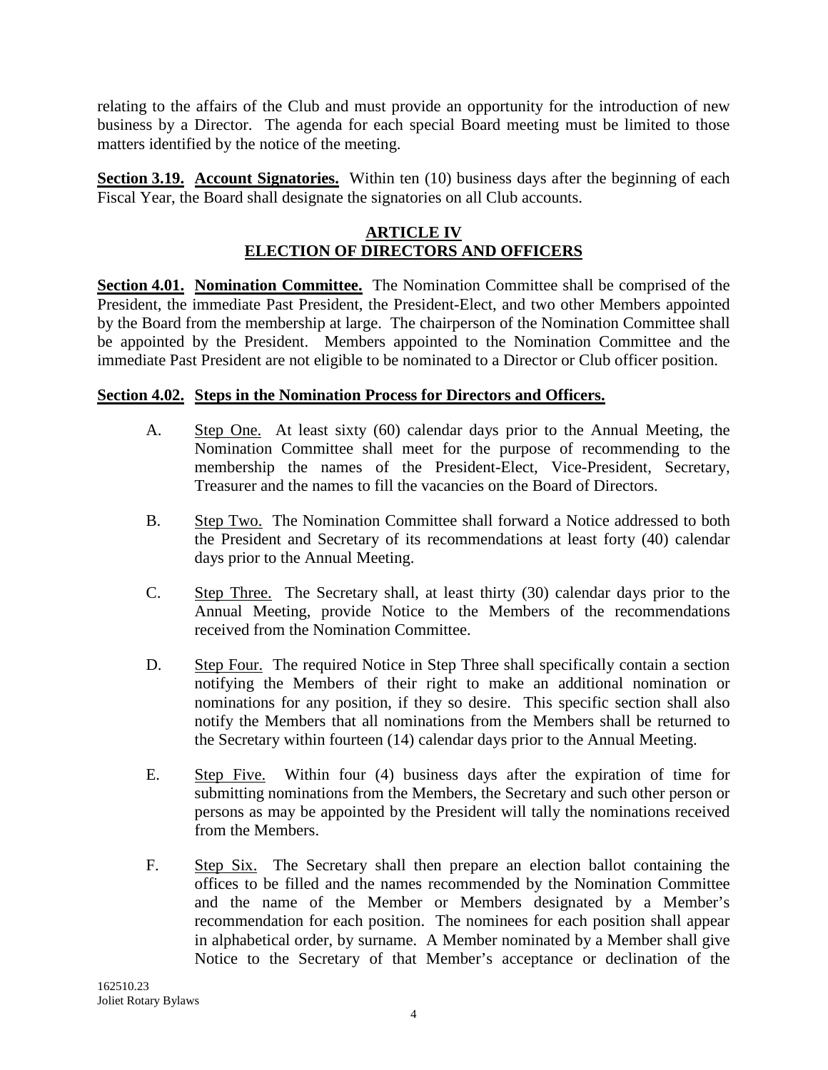relating to the affairs of the Club and must provide an opportunity for the introduction of new business by a Director. The agenda for each special Board meeting must be limited to those matters identified by the notice of the meeting.

**Section 3.19. Account Signatories.** Within ten (10) business days after the beginning of each Fiscal Year, the Board shall designate the signatories on all Club accounts.

## ARTICLE IV
## ELECTION OF DIRECTORS AND OFFICERS

**Section 4.01. Nomination Committee.** The Nomination Committee shall be comprised of the President, the immediate Past President, the President-Elect, and two other Members appointed by the Board from the membership at large. The chairperson of the Nomination Committee shall be appointed by the President. Members appointed to the Nomination Committee and the immediate Past President are not eligible to be nominated to a Director or Club officer position.

**Section 4.02. Steps in the Nomination Process for Directors and Officers.**

A. Step One. At least sixty (60) calendar days prior to the Annual Meeting, the Nomination Committee shall meet for the purpose of recommending to the membership the names of the President-Elect, Vice-President, Secretary, Treasurer and the names to fill the vacancies on the Board of Directors.

B. Step Two. The Nomination Committee shall forward a Notice addressed to both the President and Secretary of its recommendations at least forty (40) calendar days prior to the Annual Meeting.

C. Step Three. The Secretary shall, at least thirty (30) calendar days prior to the Annual Meeting, provide Notice to the Members of the recommendations received from the Nomination Committee.

D. Step Four. The required Notice in Step Three shall specifically contain a section notifying the Members of their right to make an additional nomination or nominations for any position, if they so desire. This specific section shall also notify the Members that all nominations from the Members shall be returned to the Secretary within fourteen (14) calendar days prior to the Annual Meeting.

E. Step Five. Within four (4) business days after the expiration of time for submitting nominations from the Members, the Secretary and such other person or persons as may be appointed by the President will tally the nominations received from the Members.

F. Step Six. The Secretary shall then prepare an election ballot containing the offices to be filled and the names recommended by the Nomination Committee and the name of the Member or Members designated by a Member's recommendation for each position. The nominees for each position shall appear in alphabetical order, by surname. A Member nominated by a Member shall give Notice to the Secretary of that Member's acceptance or declination of the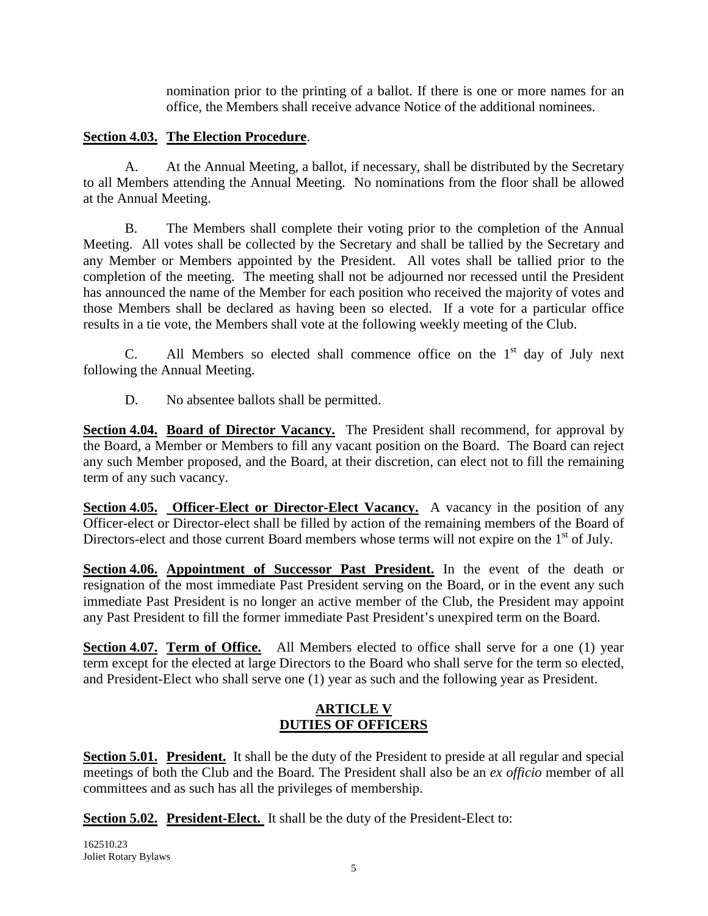nomination prior to the printing of a ballot. If there is one or more names for an office, the Members shall receive advance Notice of the additional nominees.

**Section 4.03. The Election Procedure**.

A. At the Annual Meeting, a ballot, if necessary, shall be distributed by the Secretary to all Members attending the Annual Meeting. No nominations from the floor shall be allowed at the Annual Meeting.

B. The Members shall complete their voting prior to the completion of the Annual Meeting. All votes shall be collected by the Secretary and shall be tallied by the Secretary and any Member or Members appointed by the President. All votes shall be tallied prior to the completion of the meeting. The meeting shall not be adjourned nor recessed until the President has announced the name of the Member for each position who received the majority of votes and those Members shall be declared as having been so elected. If a vote for a particular office results in a tie vote, the Members shall vote at the following weekly meeting of the Club.

C. All Members so elected shall commence office on the 1st day of July next following the Annual Meeting.

D. No absentee ballots shall be permitted.

**Section 4.04. Board of Director Vacancy.** The President shall recommend, for approval by the Board, a Member or Members to fill any vacant position on the Board. The Board can reject any such Member proposed, and the Board, at their discretion, can elect not to fill the remaining term of any such vacancy.

**Section 4.05. Officer-Elect or Director-Elect Vacancy.** A vacancy in the position of any Officer-elect or Director-elect shall be filled by action of the remaining members of the Board of Directors-elect and those current Board members whose terms will not expire on the 1st of July.

**Section 4.06. Appointment of Successor Past President.** In the event of the death or resignation of the most immediate Past President serving on the Board, or in the event any such immediate Past President is no longer an active member of the Club, the President may appoint any Past President to fill the former immediate Past President's unexpired term on the Board.

**Section 4.07. Term of Office.** All Members elected to office shall serve for a one (1) year term except for the elected at large Directors to the Board who shall serve for the term so elected, and President-Elect who shall serve one (1) year as such and the following year as President.

## ARTICLE V
## DUTIES OF OFFICERS

**Section 5.01. President.** It shall be the duty of the President to preside at all regular and special meetings of both the Club and the Board. The President shall also be an *ex officio* member of all committees and as such has all the privileges of membership.

**Section 5.02. President-Elect.** It shall be the duty of the President-Elect to: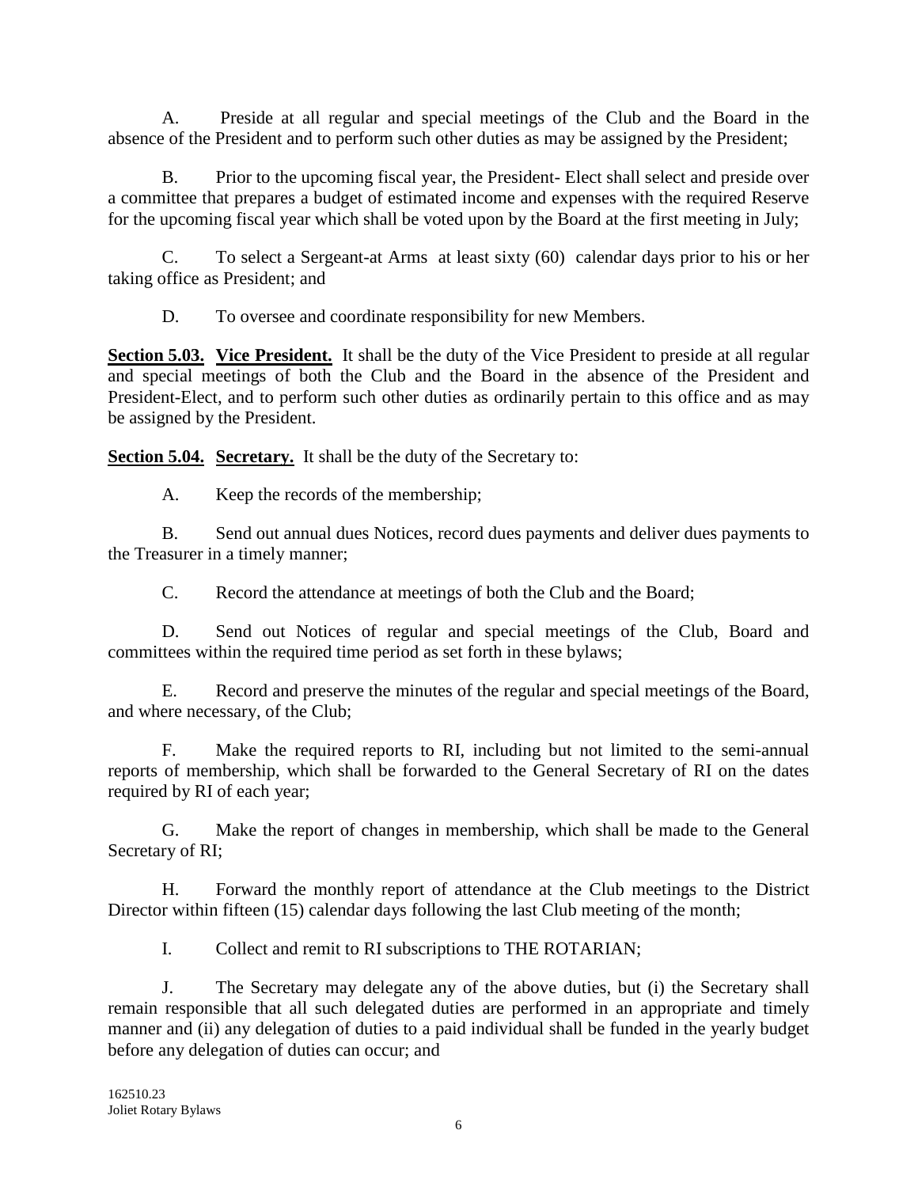A. Preside at all regular and special meetings of the Club and the Board in the absence of the President and to perform such other duties as may be assigned by the President;

B. Prior to the upcoming fiscal year, the President- Elect shall select and preside over a committee that prepares a budget of estimated income and expenses with the required Reserve for the upcoming fiscal year which shall be voted upon by the Board at the first meeting in July;

C. To select a Sergeant-at Arms at least sixty (60) calendar days prior to his or her taking office as President; and

D. To oversee and coordinate responsibility for new Members.

**Section 5.03. Vice President.** It shall be the duty of the Vice President to preside at all regular and special meetings of both the Club and the Board in the absence of the President and President-Elect, and to perform such other duties as ordinarily pertain to this office and as may be assigned by the President.

**Section 5.04. Secretary.** It shall be the duty of the Secretary to:

A. Keep the records of the membership;

B. Send out annual dues Notices, record dues payments and deliver dues payments to the Treasurer in a timely manner;

C. Record the attendance at meetings of both the Club and the Board;

D. Send out Notices of regular and special meetings of the Club, Board and committees within the required time period as set forth in these bylaws;

E. Record and preserve the minutes of the regular and special meetings of the Board, and where necessary, of the Club;

F. Make the required reports to RI, including but not limited to the semi-annual reports of membership, which shall be forwarded to the General Secretary of RI on the dates required by RI of each year;

G. Make the report of changes in membership, which shall be made to the General Secretary of RI;

H. Forward the monthly report of attendance at the Club meetings to the District Director within fifteen (15) calendar days following the last Club meeting of the month;

I. Collect and remit to RI subscriptions to THE ROTARIAN;

J. The Secretary may delegate any of the above duties, but (i) the Secretary shall remain responsible that all such delegated duties are performed in an appropriate and timely manner and (ii) any delegation of duties to a paid individual shall be funded in the yearly budget before any delegation of duties can occur; and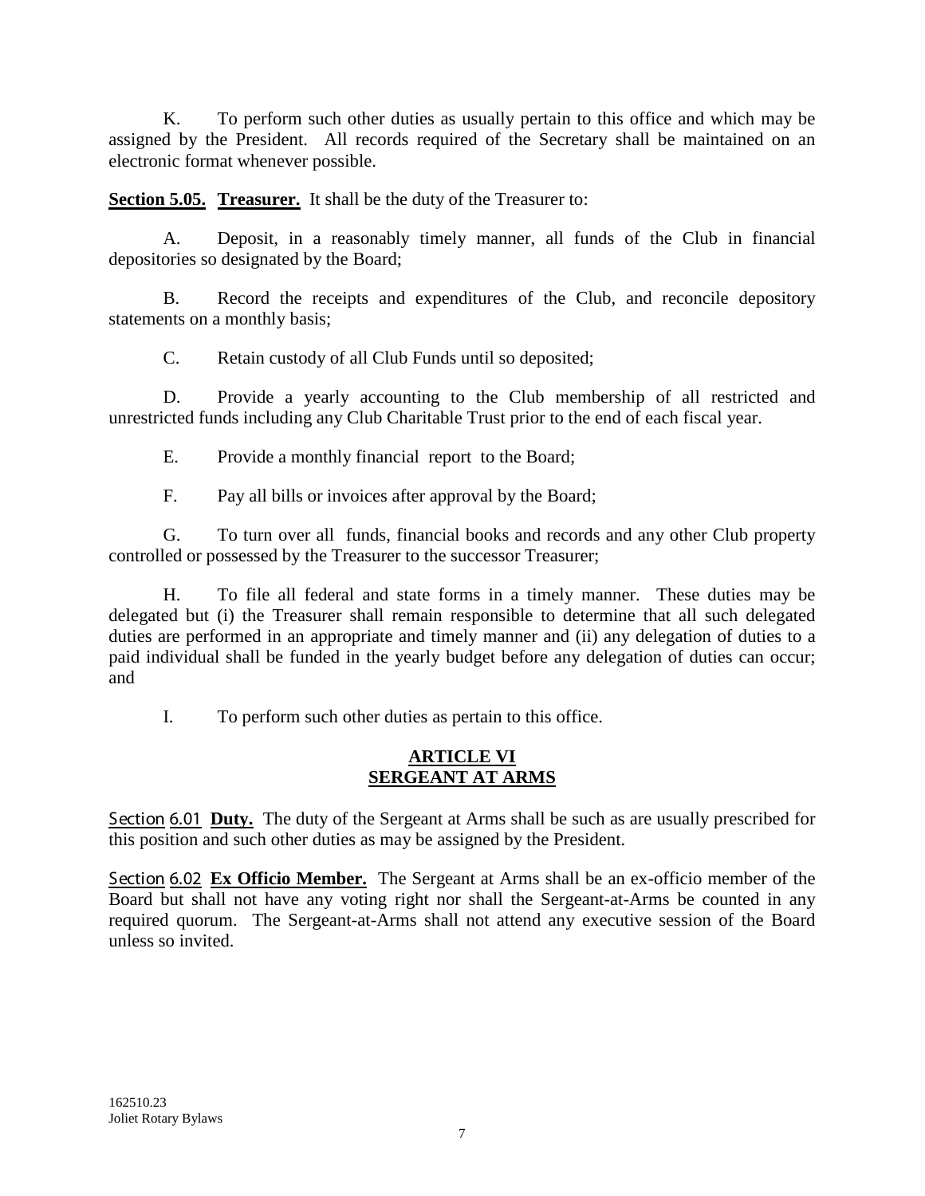K. To perform such other duties as usually pertain to this office and which may be assigned by the President. All records required of the Secretary shall be maintained on an electronic format whenever possible.

**Section 5.05. Treasurer.** It shall be the duty of the Treasurer to:

A. Deposit, in a reasonably timely manner, all funds of the Club in financial depositories so designated by the Board;

B. Record the receipts and expenditures of the Club, and reconcile depository statements on a monthly basis;

C. Retain custody of all Club Funds until so deposited;

D. Provide a yearly accounting to the Club membership of all restricted and unrestricted funds including any Club Charitable Trust prior to the end of each fiscal year.

E. Provide a monthly financial report to the Board;

F. Pay all bills or invoices after approval by the Board;

G. To turn over all funds, financial books and records and any other Club property controlled or possessed by the Treasurer to the successor Treasurer;

H. To file all federal and state forms in a timely manner. These duties may be delegated but (i) the Treasurer shall remain responsible to determine that all such delegated duties are performed in an appropriate and timely manner and (ii) any delegation of duties to a paid individual shall be funded in the yearly budget before any delegation of duties can occur; and

I. To perform such other duties as pertain to this office.

## ARTICLE VI
## SERGEANT AT ARMS

**Section 6.01 Duty.** The duty of the Sergeant at Arms shall be such as are usually prescribed for this position and such other duties as may be assigned by the President.

**Section 6.02 Ex Officio Member.** The Sergeant at Arms shall be an ex-officio member of the Board but shall not have any voting right nor shall the Sergeant-at-Arms be counted in any required quorum. The Sergeant-at-Arms shall not attend any executive session of the Board unless so invited.

162510.23
Joliet Rotary Bylaws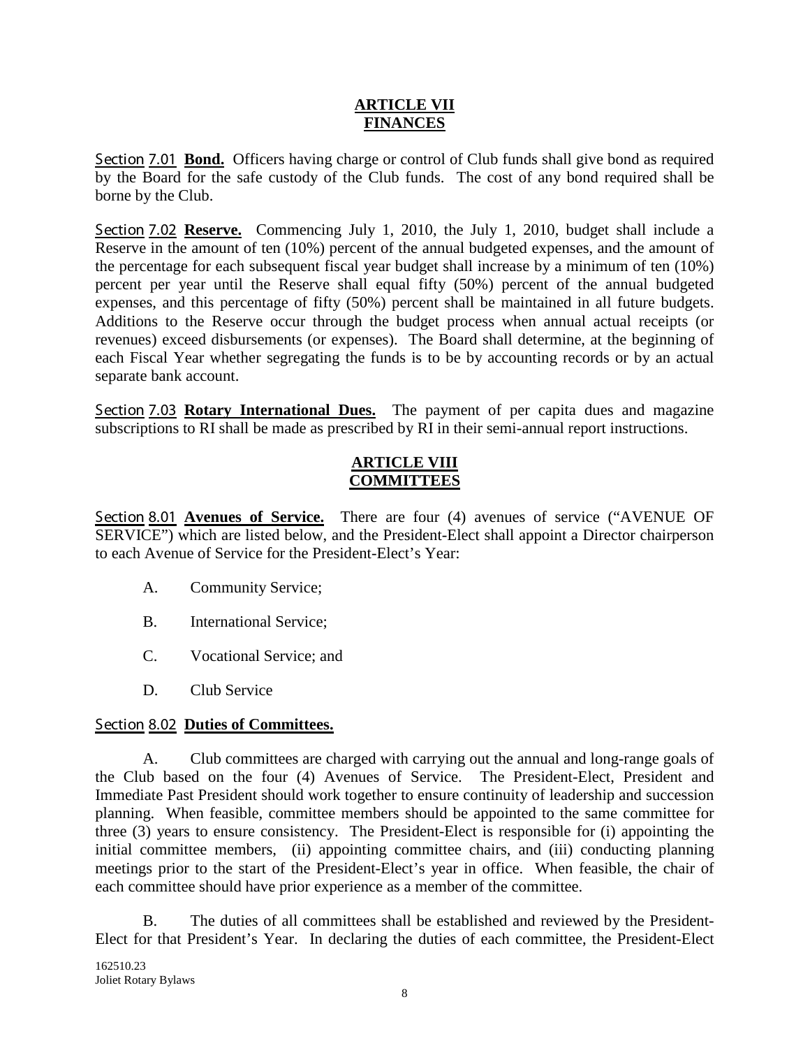## ARTICLE VII
## FINANCES

**Section 7.01 Bond.** Officers having charge or control of Club funds shall give bond as required by the Board for the safe custody of the Club funds. The cost of any bond required shall be borne by the Club.

**Section 7.02 Reserve.** Commencing July 1, 2010, the July 1, 2010, budget shall include a Reserve in the amount of ten (10%) percent of the annual budgeted expenses, and the amount of the percentage for each subsequent fiscal year budget shall increase by a minimum of ten (10%) percent per year until the Reserve shall equal fifty (50%) percent of the annual budgeted expenses, and this percentage of fifty (50%) percent shall be maintained in all future budgets. Additions to the Reserve occur through the budget process when annual actual receipts (or revenues) exceed disbursements (or expenses). The Board shall determine, at the beginning of each Fiscal Year whether segregating the funds is to be by accounting records or by an actual separate bank account.

**Section 7.03 Rotary International Dues.** The payment of per capita dues and magazine subscriptions to RI shall be made as prescribed by RI in their semi-annual report instructions.

## ARTICLE VIII
## COMMITTEES

**Section 8.01 Avenues of Service.** There are four (4) avenues of service ("AVENUE OF SERVICE") which are listed below, and the President-Elect shall appoint a Director chairperson to each Avenue of Service for the President-Elect's Year:

A. Community Service;

B. International Service;

C. Vocational Service; and

D. Club Service

**Section 8.02 Duties of Committees.**

A. Club committees are charged with carrying out the annual and long-range goals of the Club based on the four (4) Avenues of Service. The President-Elect, President and Immediate Past President should work together to ensure continuity of leadership and succession planning. When feasible, committee members should be appointed to the same committee for three (3) years to ensure consistency. The President-Elect is responsible for (i) appointing the initial committee members, (ii) appointing committee chairs, and (iii) conducting planning meetings prior to the start of the President-Elect's year in office. When feasible, the chair of each committee should have prior experience as a member of the committee.

B. The duties of all committees shall be established and reviewed by the President-Elect for that President's Year. In declaring the duties of each committee, the President-Elect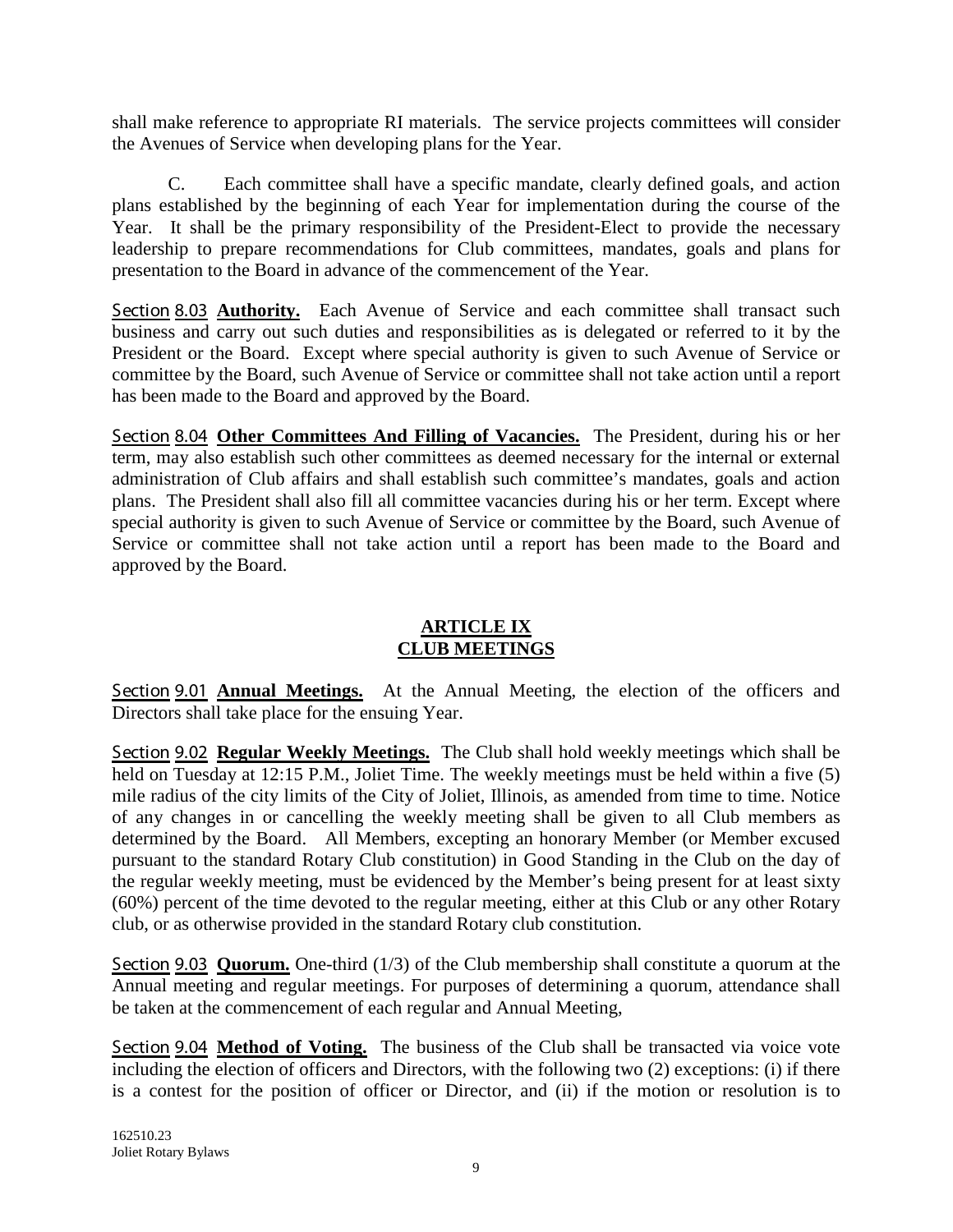shall make reference to appropriate RI materials. The service projects committees will consider the Avenues of Service when developing plans for the Year.

C. Each committee shall have a specific mandate, clearly defined goals, and action plans established by the beginning of each Year for implementation during the course of the Year. It shall be the primary responsibility of the President-Elect to provide the necessary leadership to prepare recommendations for Club committees, mandates, goals and plans for presentation to the Board in advance of the commencement of the Year.

Section 8.03 **Authority.** Each Avenue of Service and each committee shall transact such business and carry out such duties and responsibilities as is delegated or referred to it by the President or the Board. Except where special authority is given to such Avenue of Service or committee by the Board, such Avenue of Service or committee shall not take action until a report has been made to the Board and approved by the Board.

Section 8.04 **Other Committees And Filling of Vacancies.** The President, during his or her term, may also establish such other committees as deemed necessary for the internal or external administration of Club affairs and shall establish such committee's mandates, goals and action plans. The President shall also fill all committee vacancies during his or her term. Except where special authority is given to such Avenue of Service or committee by the Board, such Avenue of Service or committee shall not take action until a report has been made to the Board and approved by the Board.

## ARTICLE IX
## CLUB MEETINGS

Section 9.01 **Annual Meetings.** At the Annual Meeting, the election of the officers and Directors shall take place for the ensuing Year.

Section 9.02 **Regular Weekly Meetings.** The Club shall hold weekly meetings which shall be held on Tuesday at 12:15 P.M., Joliet Time. The weekly meetings must be held within a five (5) mile radius of the city limits of the City of Joliet, Illinois, as amended from time to time. Notice of any changes in or cancelling the weekly meeting shall be given to all Club members as determined by the Board. All Members, excepting an honorary Member (or Member excused pursuant to the standard Rotary Club constitution) in Good Standing in the Club on the day of the regular weekly meeting, must be evidenced by the Member's being present for at least sixty (60%) percent of the time devoted to the regular meeting, either at this Club or any other Rotary club, or as otherwise provided in the standard Rotary club constitution.

Section 9.03 **Quorum.** One-third (1/3) of the Club membership shall constitute a quorum at the Annual meeting and regular meetings. For purposes of determining a quorum, attendance shall be taken at the commencement of each regular and Annual Meeting,

Section 9.04 **Method of Voting.** The business of the Club shall be transacted via voice vote including the election of officers and Directors, with the following two (2) exceptions: (i) if there is a contest for the position of officer or Director, and (ii) if the motion or resolution is to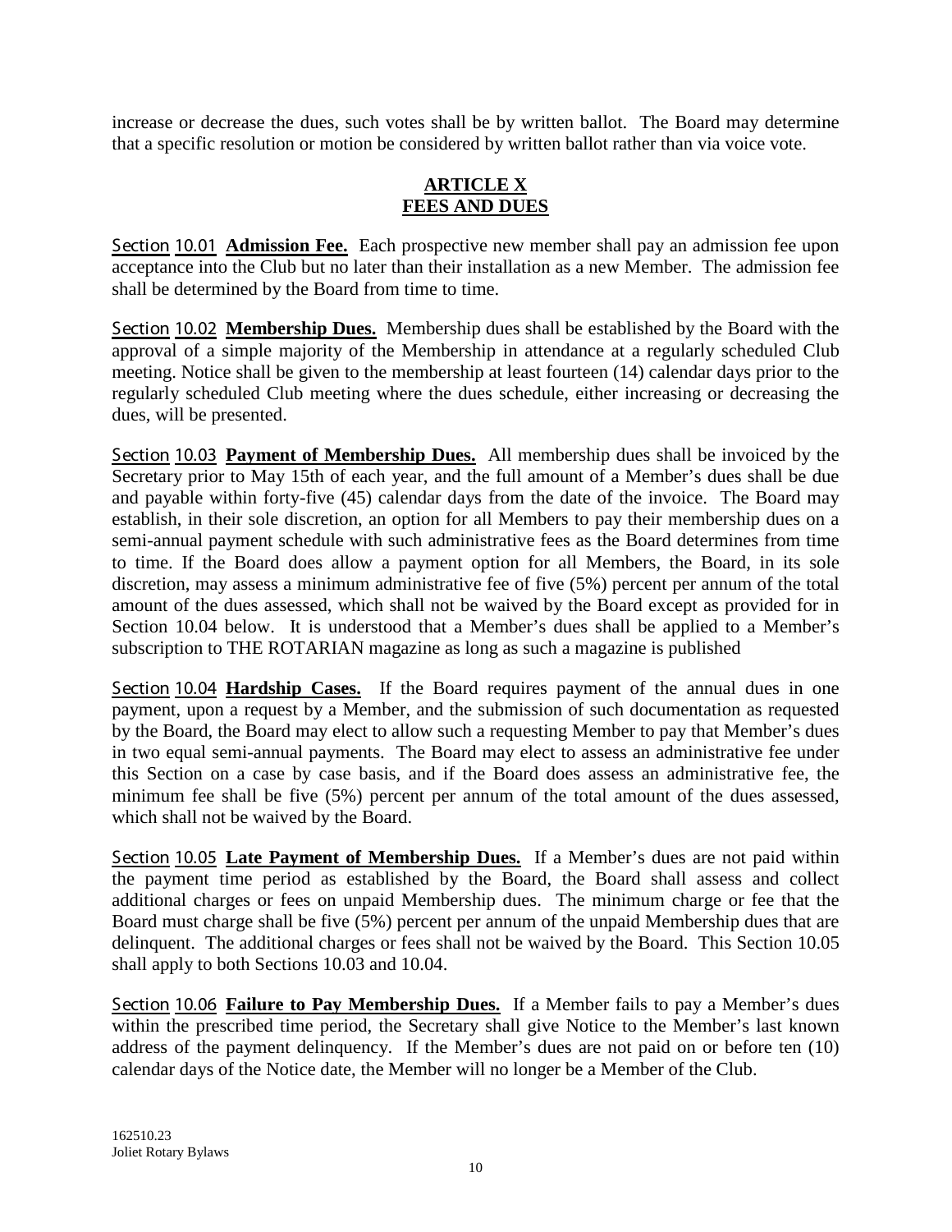increase or decrease the dues, such votes shall be by written ballot. The Board may determine that a specific resolution or motion be considered by written ballot rather than via voice vote.

## ARTICLE X
## FEES AND DUES

Section 10.01 **Admission Fee.** Each prospective new member shall pay an admission fee upon acceptance into the Club but no later than their installation as a new Member. The admission fee shall be determined by the Board from time to time.

Section 10.02 **Membership Dues.** Membership dues shall be established by the Board with the approval of a simple majority of the Membership in attendance at a regularly scheduled Club meeting. Notice shall be given to the membership at least fourteen (14) calendar days prior to the regularly scheduled Club meeting where the dues schedule, either increasing or decreasing the dues, will be presented.

Section 10.03 **Payment of Membership Dues.** All membership dues shall be invoiced by the Secretary prior to May 15th of each year, and the full amount of a Member's dues shall be due and payable within forty-five (45) calendar days from the date of the invoice. The Board may establish, in their sole discretion, an option for all Members to pay their membership dues on a semi-annual payment schedule with such administrative fees as the Board determines from time to time. If the Board does allow a payment option for all Members, the Board, in its sole discretion, may assess a minimum administrative fee of five (5%) percent per annum of the total amount of the dues assessed, which shall not be waived by the Board except as provided for in Section 10.04 below. It is understood that a Member's dues shall be applied to a Member's subscription to THE ROTARIAN magazine as long as such a magazine is published

Section 10.04 **Hardship Cases.** If the Board requires payment of the annual dues in one payment, upon a request by a Member, and the submission of such documentation as requested by the Board, the Board may elect to allow such a requesting Member to pay that Member's dues in two equal semi-annual payments. The Board may elect to assess an administrative fee under this Section on a case by case basis, and if the Board does assess an administrative fee, the minimum fee shall be five (5%) percent per annum of the total amount of the dues assessed, which shall not be waived by the Board.

Section 10.05 **Late Payment of Membership Dues.** If a Member's dues are not paid within the payment time period as established by the Board, the Board shall assess and collect additional charges or fees on unpaid Membership dues. The minimum charge or fee that the Board must charge shall be five (5%) percent per annum of the unpaid Membership dues that are delinquent. The additional charges or fees shall not be waived by the Board. This Section 10.05 shall apply to both Sections 10.03 and 10.04.

Section 10.06 **Failure to Pay Membership Dues.** If a Member fails to pay a Member's dues within the prescribed time period, the Secretary shall give Notice to the Member's last known address of the payment delinquency. If the Member's dues are not paid on or before ten (10) calendar days of the Notice date, the Member will no longer be a Member of the Club.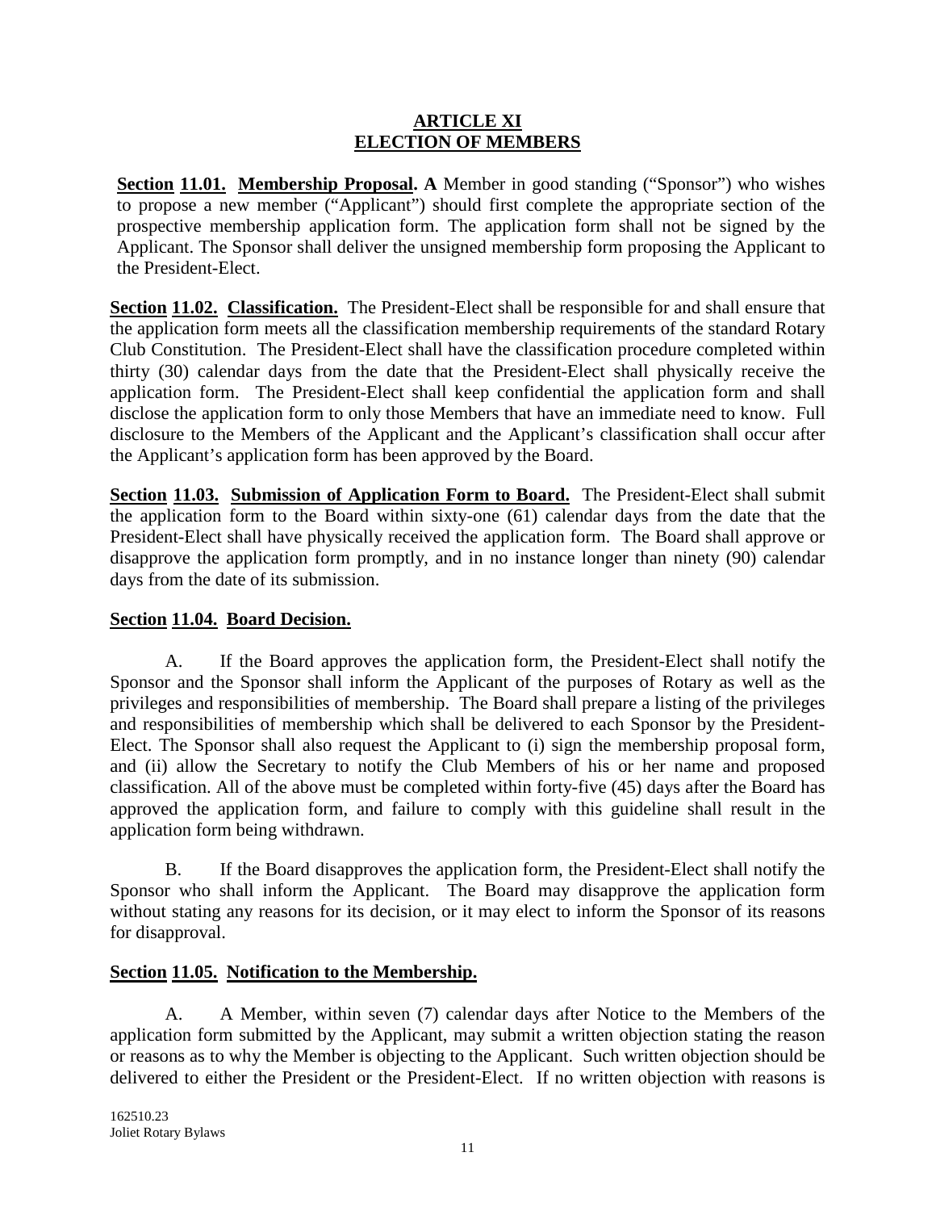# ARTICLE XI
# ELECTION OF MEMBERS

**Section 11.01. Membership Proposal.** **A** Member in good standing ("Sponsor") who wishes to propose a new member ("Applicant") should first complete the appropriate section of the prospective membership application form. The application form shall not be signed by the Applicant. The Sponsor shall deliver the unsigned membership form proposing the Applicant to the President-Elect.

**Section 11.02. Classification.** The President-Elect shall be responsible for and shall ensure that the application form meets all the classification membership requirements of the standard Rotary Club Constitution. The President-Elect shall have the classification procedure completed within thirty (30) calendar days from the date that the President-Elect shall physically receive the application form. The President-Elect shall keep confidential the application form and shall disclose the application form to only those Members that have an immediate need to know. Full disclosure to the Members of the Applicant and the Applicant's classification shall occur after the Applicant's application form has been approved by the Board.

**Section 11.03. Submission of Application Form to Board.** The President-Elect shall submit the application form to the Board within sixty-one (61) calendar days from the date that the President-Elect shall have physically received the application form. The Board shall approve or disapprove the application form promptly, and in no instance longer than ninety (90) calendar days from the date of its submission.

**Section 11.04. Board Decision.**

A. If the Board approves the application form, the President-Elect shall notify the Sponsor and the Sponsor shall inform the Applicant of the purposes of Rotary as well as the privileges and responsibilities of membership. The Board shall prepare a listing of the privileges and responsibilities of membership which shall be delivered to each Sponsor by the President-Elect. The Sponsor shall also request the Applicant to (i) sign the membership proposal form, and (ii) allow the Secretary to notify the Club Members of his or her name and proposed classification. All of the above must be completed within forty-five (45) days after the Board has approved the application form, and failure to comply with this guideline shall result in the application form being withdrawn.

B. If the Board disapproves the application form, the President-Elect shall notify the Sponsor who shall inform the Applicant. The Board may disapprove the application form without stating any reasons for its decision, or it may elect to inform the Sponsor of its reasons for disapproval.

**Section 11.05. Notification to the Membership.**

A. A Member, within seven (7) calendar days after Notice to the Members of the application form submitted by the Applicant, may submit a written objection stating the reason or reasons as to why the Member is objecting to the Applicant. Such written objection should be delivered to either the President or the President-Elect. If no written objection with reasons is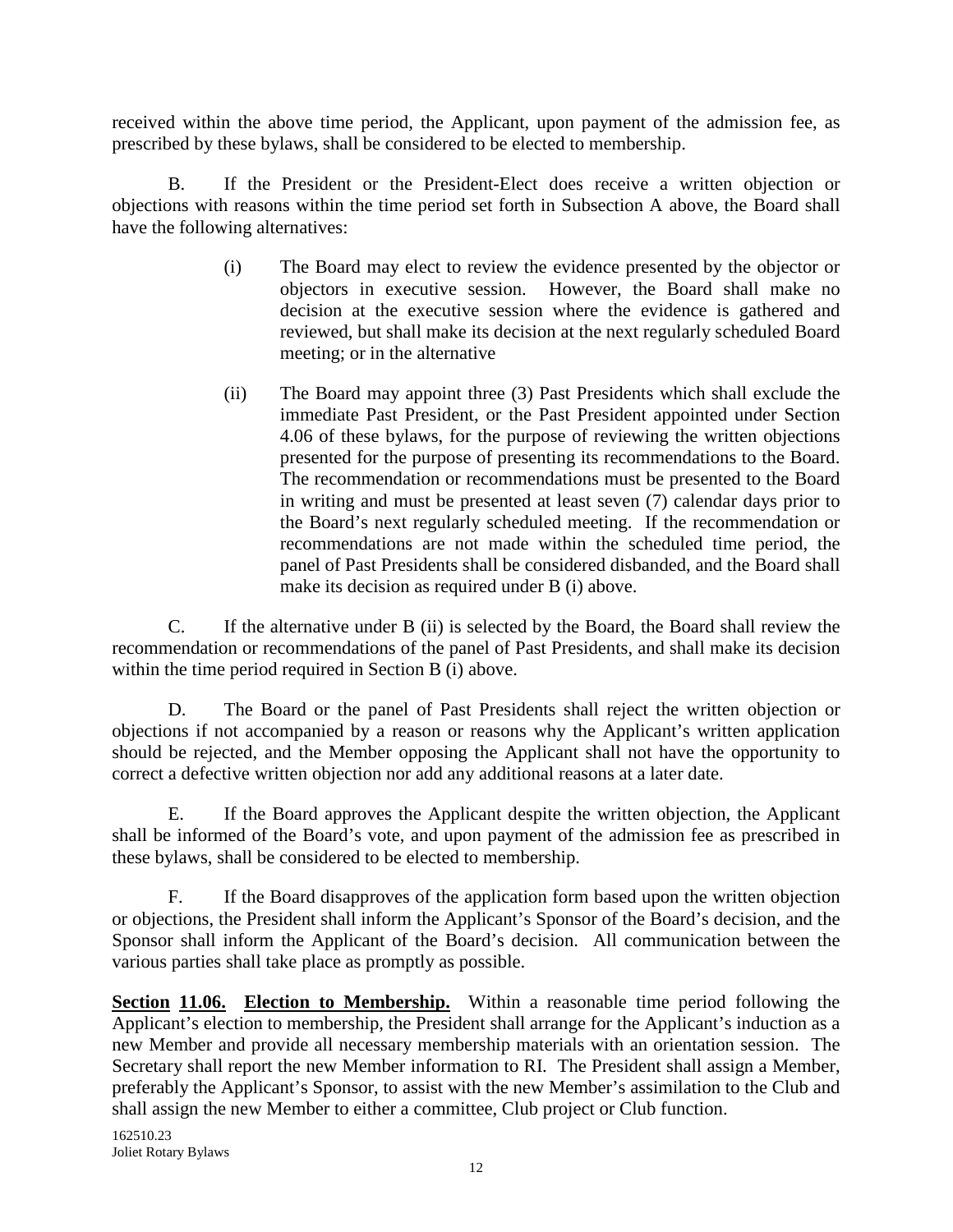received within the above time period, the Applicant, upon payment of the admission fee, as prescribed by these bylaws, shall be considered to be elected to membership.

B. If the President or the President-Elect does receive a written objection or objections with reasons within the time period set forth in Subsection A above, the Board shall have the following alternatives:

(i) The Board may elect to review the evidence presented by the objector or objectors in executive session. However, the Board shall make no decision at the executive session where the evidence is gathered and reviewed, but shall make its decision at the next regularly scheduled Board meeting; or in the alternative

(ii) The Board may appoint three (3) Past Presidents which shall exclude the immediate Past President, or the Past President appointed under Section 4.06 of these bylaws, for the purpose of reviewing the written objections presented for the purpose of presenting its recommendations to the Board. The recommendation or recommendations must be presented to the Board in writing and must be presented at least seven (7) calendar days prior to the Board's next regularly scheduled meeting. If the recommendation or recommendations are not made within the scheduled time period, the panel of Past Presidents shall be considered disbanded, and the Board shall make its decision as required under B (i) above.

C. If the alternative under B (ii) is selected by the Board, the Board shall review the recommendation or recommendations of the panel of Past Presidents, and shall make its decision within the time period required in Section B (i) above.

D. The Board or the panel of Past Presidents shall reject the written objection or objections if not accompanied by a reason or reasons why the Applicant's written application should be rejected, and the Member opposing the Applicant shall not have the opportunity to correct a defective written objection nor add any additional reasons at a later date.

E. If the Board approves the Applicant despite the written objection, the Applicant shall be informed of the Board's vote, and upon payment of the admission fee as prescribed in these bylaws, shall be considered to be elected to membership.

F. If the Board disapproves of the application form based upon the written objection or objections, the President shall inform the Applicant's Sponsor of the Board's decision, and the Sponsor shall inform the Applicant of the Board's decision. All communication between the various parties shall take place as promptly as possible.

**Section 11.06. Election to Membership.** Within a reasonable time period following the Applicant's election to membership, the President shall arrange for the Applicant's induction as a new Member and provide all necessary membership materials with an orientation session. The Secretary shall report the new Member information to RI. The President shall assign a Member, preferably the Applicant's Sponsor, to assist with the new Member's assimilation to the Club and shall assign the new Member to either a committee, Club project or Club function.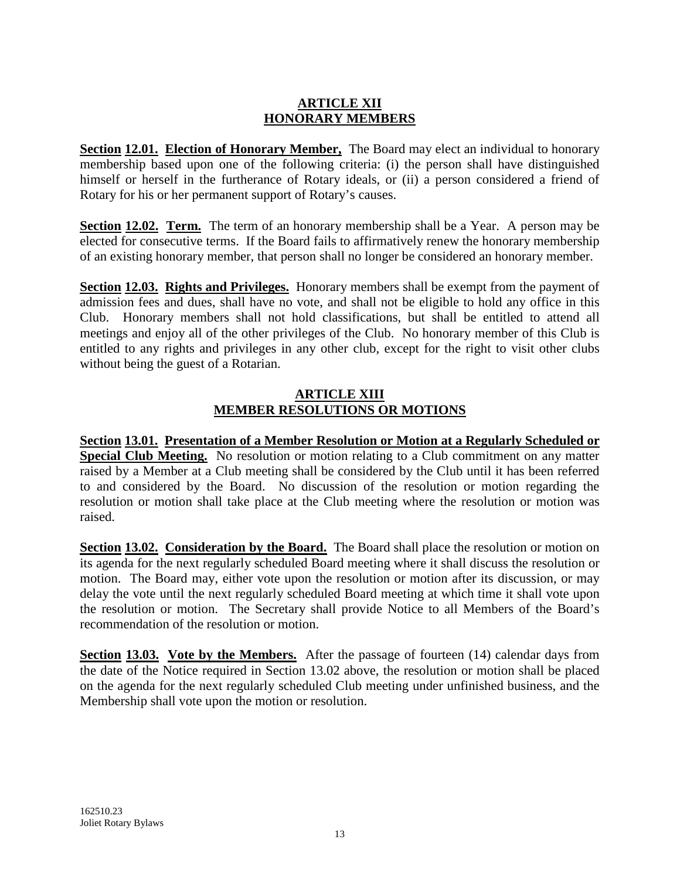## ARTICLE XII
## HONORARY MEMBERS

**Section 12.01. Election of Honorary Member,** The Board may elect an individual to honorary membership based upon one of the following criteria: (i) the person shall have distinguished himself or herself in the furtherance of Rotary ideals, or (ii) a person considered a friend of Rotary for his or her permanent support of Rotary's causes.

**Section 12.02. Term.** The term of an honorary membership shall be a Year. A person may be elected for consecutive terms. If the Board fails to affirmatively renew the honorary membership of an existing honorary member, that person shall no longer be considered an honorary member.

**Section 12.03. Rights and Privileges.** Honorary members shall be exempt from the payment of admission fees and dues, shall have no vote, and shall not be eligible to hold any office in this Club. Honorary members shall not hold classifications, but shall be entitled to attend all meetings and enjoy all of the other privileges of the Club. No honorary member of this Club is entitled to any rights and privileges in any other club, except for the right to visit other clubs without being the guest of a Rotarian.

## ARTICLE XIII
## MEMBER RESOLUTIONS OR MOTIONS

**Section 13.01. Presentation of a Member Resolution or Motion at a Regularly Scheduled or Special Club Meeting.** No resolution or motion relating to a Club commitment on any matter raised by a Member at a Club meeting shall be considered by the Club until it has been referred to and considered by the Board. No discussion of the resolution or motion regarding the resolution or motion shall take place at the Club meeting where the resolution or motion was raised.

**Section 13.02. Consideration by the Board.** The Board shall place the resolution or motion on its agenda for the next regularly scheduled Board meeting where it shall discuss the resolution or motion. The Board may, either vote upon the resolution or motion after its discussion, or may delay the vote until the next regularly scheduled Board meeting at which time it shall vote upon the resolution or motion. The Secretary shall provide Notice to all Members of the Board's recommendation of the resolution or motion.

**Section 13.03. Vote by the Members.** After the passage of fourteen (14) calendar days from the date of the Notice required in Section 13.02 above, the resolution or motion shall be placed on the agenda for the next regularly scheduled Club meeting under unfinished business, and the Membership shall vote upon the motion or resolution.

162510.23
Joliet Rotary Bylaws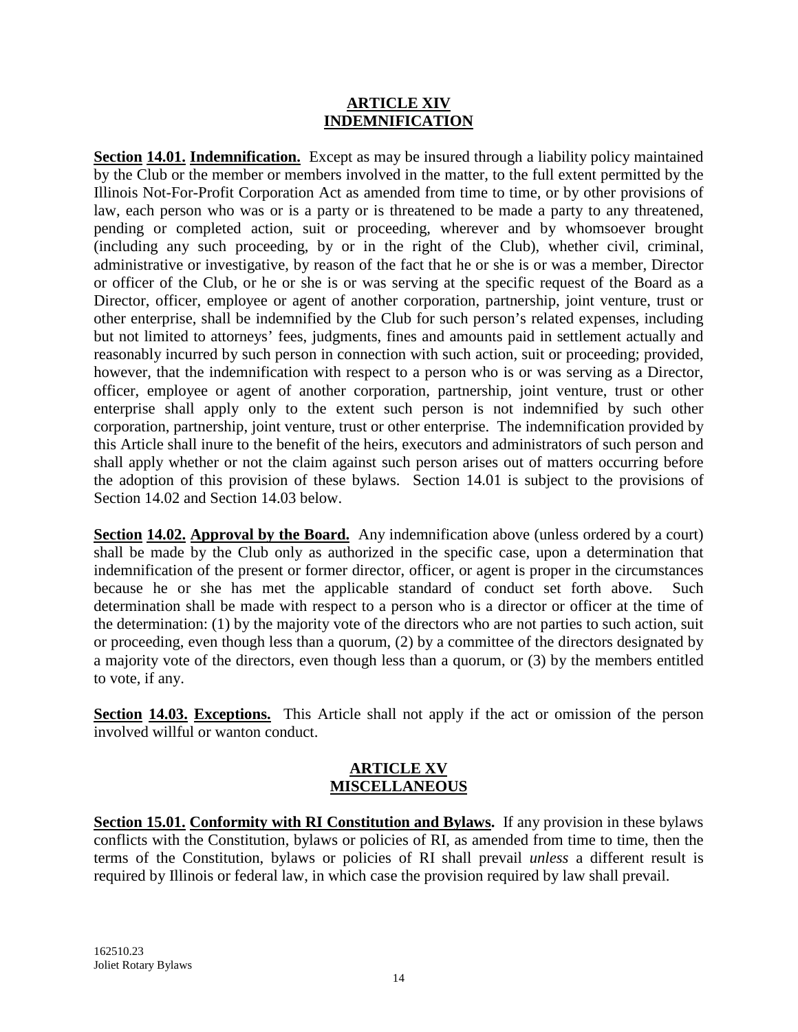## ARTICLE XIV
## INDEMNIFICATION

**Section 14.01. Indemnification.** Except as may be insured through a liability policy maintained by the Club or the member or members involved in the matter, to the full extent permitted by the Illinois Not-For-Profit Corporation Act as amended from time to time, or by other provisions of law, each person who was or is a party or is threatened to be made a party to any threatened, pending or completed action, suit or proceeding, wherever and by whomsoever brought (including any such proceeding, by or in the right of the Club), whether civil, criminal, administrative or investigative, by reason of the fact that he or she is or was a member, Director or officer of the Club, or he or she is or was serving at the specific request of the Board as a Director, officer, employee or agent of another corporation, partnership, joint venture, trust or other enterprise, shall be indemnified by the Club for such person's related expenses, including but not limited to attorneys' fees, judgments, fines and amounts paid in settlement actually and reasonably incurred by such person in connection with such action, suit or proceeding; provided, however, that the indemnification with respect to a person who is or was serving as a Director, officer, employee or agent of another corporation, partnership, joint venture, trust or other enterprise shall apply only to the extent such person is not indemnified by such other corporation, partnership, joint venture, trust or other enterprise. The indemnification provided by this Article shall inure to the benefit of the heirs, executors and administrators of such person and shall apply whether or not the claim against such person arises out of matters occurring before the adoption of this provision of these bylaws. Section 14.01 is subject to the provisions of Section 14.02 and Section 14.03 below.

**Section 14.02. Approval by the Board.** Any indemnification above (unless ordered by a court) shall be made by the Club only as authorized in the specific case, upon a determination that indemnification of the present or former director, officer, or agent is proper in the circumstances because he or she has met the applicable standard of conduct set forth above. Such determination shall be made with respect to a person who is a director or officer at the time of the determination: (1) by the majority vote of the directors who are not parties to such action, suit or proceeding, even though less than a quorum, (2) by a committee of the directors designated by a majority vote of the directors, even though less than a quorum, or (3) by the members entitled to vote, if any.

**Section 14.03. Exceptions.** This Article shall not apply if the act or omission of the person involved willful or wanton conduct.

## ARTICLE XV
## MISCELLANEOUS

**Section 15.01. Conformity with RI Constitution and Bylaws.** If any provision in these bylaws conflicts with the Constitution, bylaws or policies of RI, as amended from time to time, then the terms of the Constitution, bylaws or policies of RI shall prevail *unless* a different result is required by Illinois or federal law, in which case the provision required by law shall prevail.

162510.23
Joliet Rotary Bylaws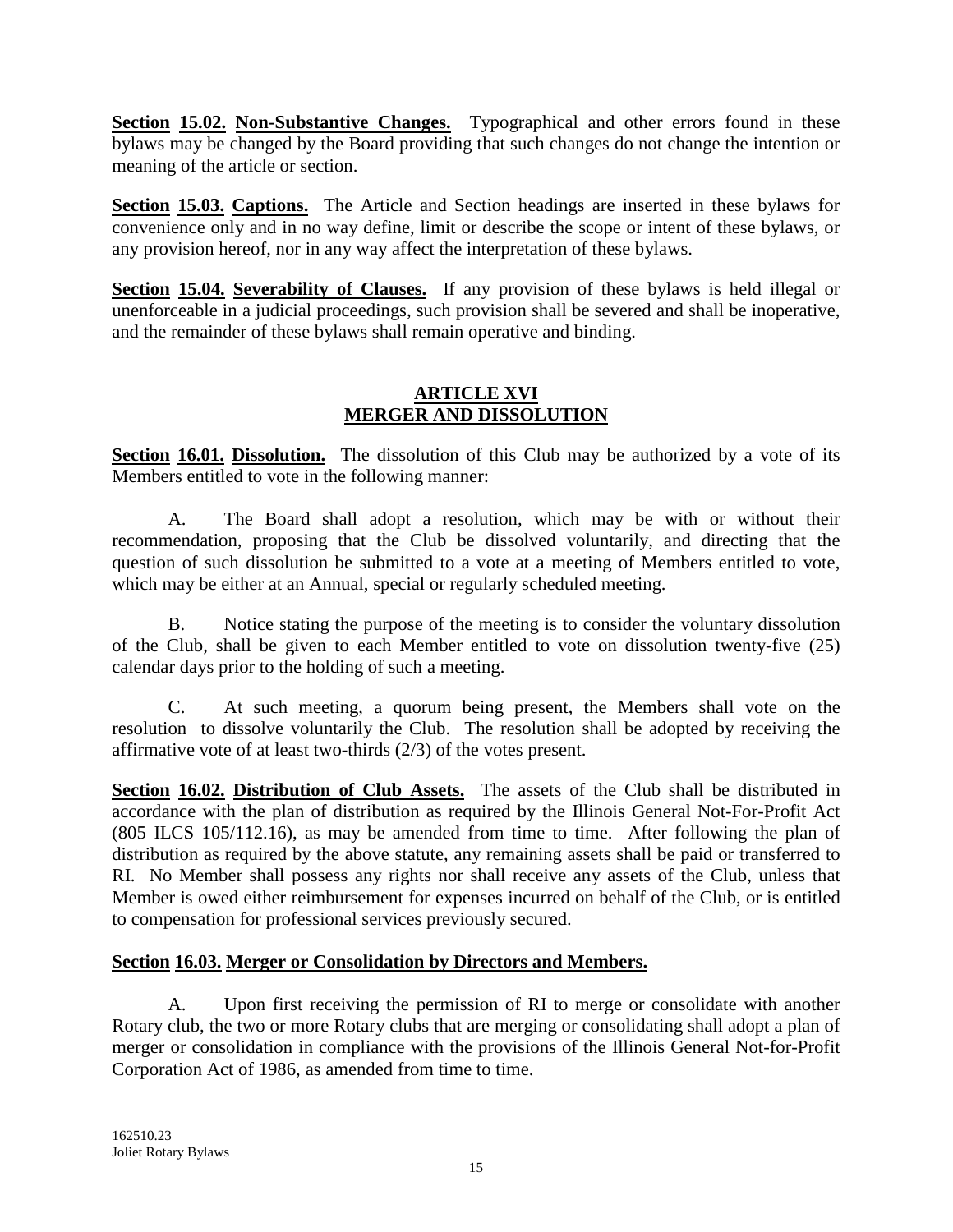**Section 15.02. Non-Substantive Changes.** Typographical and other errors found in these bylaws may be changed by the Board providing that such changes do not change the intention or meaning of the article or section.

**Section 15.03. Captions.** The Article and Section headings are inserted in these bylaws for convenience only and in no way define, limit or describe the scope or intent of these bylaws, or any provision hereof, nor in any way affect the interpretation of these bylaws.

**Section 15.04. Severability of Clauses.** If any provision of these bylaws is held illegal or unenforceable in a judicial proceedings, such provision shall be severed and shall be inoperative, and the remainder of these bylaws shall remain operative and binding.

## ARTICLE XVI
## MERGER AND DISSOLUTION

**Section 16.01. Dissolution.** The dissolution of this Club may be authorized by a vote of its Members entitled to vote in the following manner:

A. The Board shall adopt a resolution, which may be with or without their recommendation, proposing that the Club be dissolved voluntarily, and directing that the question of such dissolution be submitted to a vote at a meeting of Members entitled to vote, which may be either at an Annual, special or regularly scheduled meeting.

B. Notice stating the purpose of the meeting is to consider the voluntary dissolution of the Club, shall be given to each Member entitled to vote on dissolution twenty-five (25) calendar days prior to the holding of such a meeting.

C. At such meeting, a quorum being present, the Members shall vote on the resolution to dissolve voluntarily the Club. The resolution shall be adopted by receiving the affirmative vote of at least two-thirds (2/3) of the votes present.

**Section 16.02. Distribution of Club Assets.** The assets of the Club shall be distributed in accordance with the plan of distribution as required by the Illinois General Not-For-Profit Act (805 ILCS 105/112.16), as may be amended from time to time. After following the plan of distribution as required by the above statute, any remaining assets shall be paid or transferred to RI. No Member shall possess any rights nor shall receive any assets of the Club, unless that Member is owed either reimbursement for expenses incurred on behalf of the Club, or is entitled to compensation for professional services previously secured.

**Section 16.03. Merger or Consolidation by Directors and Members.**

A. Upon first receiving the permission of RI to merge or consolidate with another Rotary club, the two or more Rotary clubs that are merging or consolidating shall adopt a plan of merger or consolidation in compliance with the provisions of the Illinois General Not-for-Profit Corporation Act of 1986, as amended from time to time.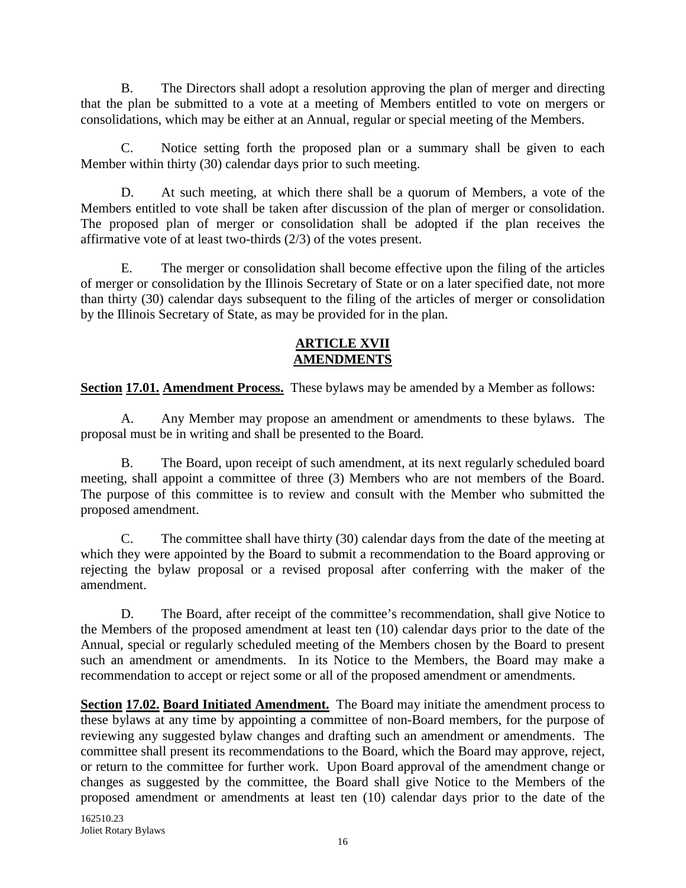B. The Directors shall adopt a resolution approving the plan of merger and directing that the plan be submitted to a vote at a meeting of Members entitled to vote on mergers or consolidations, which may be either at an Annual, regular or special meeting of the Members.

C. Notice setting forth the proposed plan or a summary shall be given to each Member within thirty (30) calendar days prior to such meeting.

D. At such meeting, at which there shall be a quorum of Members, a vote of the Members entitled to vote shall be taken after discussion of the plan of merger or consolidation. The proposed plan of merger or consolidation shall be adopted if the plan receives the affirmative vote of at least two-thirds (2/3) of the votes present.

E. The merger or consolidation shall become effective upon the filing of the articles of merger or consolidation by the Illinois Secretary of State or on a later specified date, not more than thirty (30) calendar days subsequent to the filing of the articles of merger or consolidation by the Illinois Secretary of State, as may be provided for in the plan.

## ARTICLE XVII
## AMENDMENTS

**Section 17.01. Amendment Process.** These bylaws may be amended by a Member as follows:

A. Any Member may propose an amendment or amendments to these bylaws. The proposal must be in writing and shall be presented to the Board.

B. The Board, upon receipt of such amendment, at its next regularly scheduled board meeting, shall appoint a committee of three (3) Members who are not members of the Board. The purpose of this committee is to review and consult with the Member who submitted the proposed amendment.

C. The committee shall have thirty (30) calendar days from the date of the meeting at which they were appointed by the Board to submit a recommendation to the Board approving or rejecting the bylaw proposal or a revised proposal after conferring with the maker of the amendment.

D. The Board, after receipt of the committee's recommendation, shall give Notice to the Members of the proposed amendment at least ten (10) calendar days prior to the date of the Annual, special or regularly scheduled meeting of the Members chosen by the Board to present such an amendment or amendments. In its Notice to the Members, the Board may make a recommendation to accept or reject some or all of the proposed amendment or amendments.

**Section 17.02. Board Initiated Amendment.** The Board may initiate the amendment process to these bylaws at any time by appointing a committee of non-Board members, for the purpose of reviewing any suggested bylaw changes and drafting such an amendment or amendments. The committee shall present its recommendations to the Board, which the Board may approve, reject, or return to the committee for further work. Upon Board approval of the amendment change or changes as suggested by the committee, the Board shall give Notice to the Members of the proposed amendment or amendments at least ten (10) calendar days prior to the date of the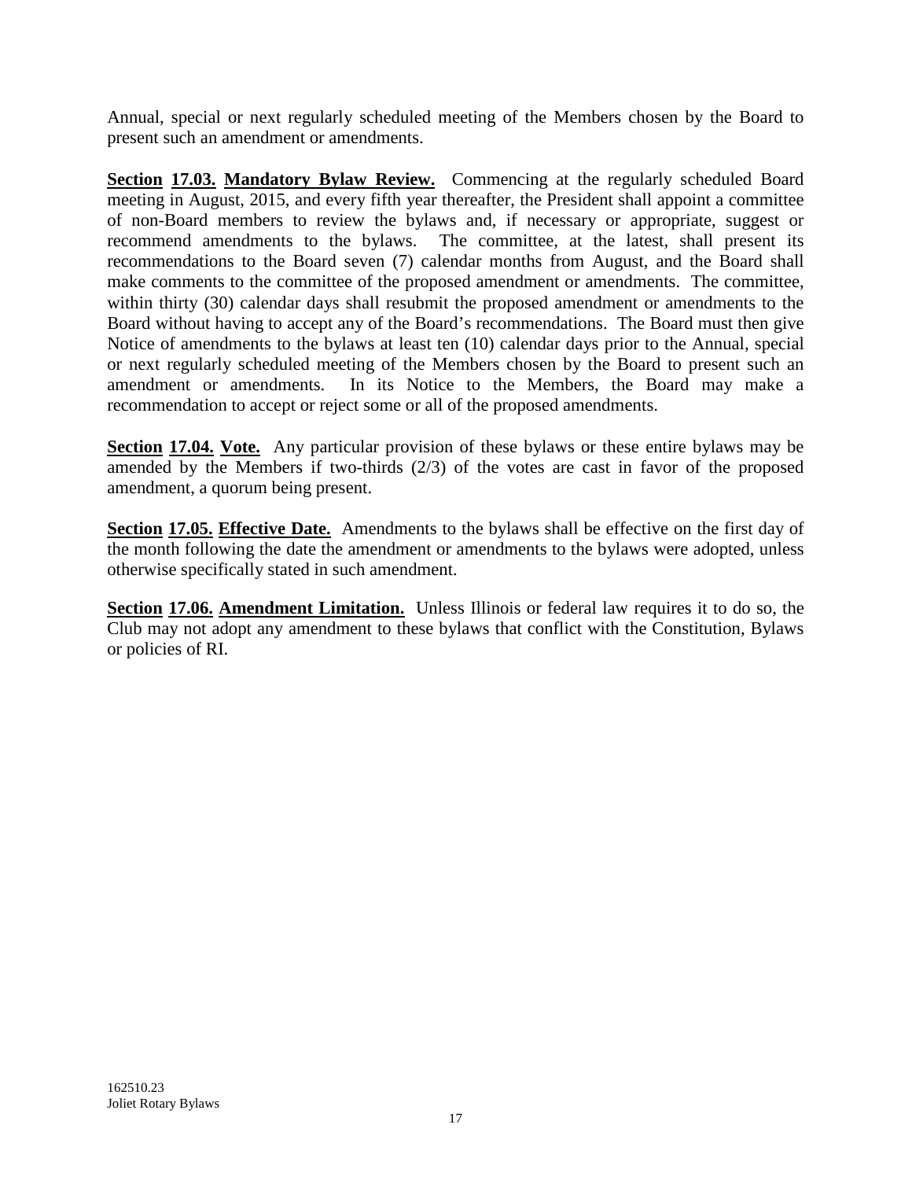Annual, special or next regularly scheduled meeting of the Members chosen by the Board to present such an amendment or amendments.

**Section 17.03. Mandatory Bylaw Review.** Commencing at the regularly scheduled Board meeting in August, 2015, and every fifth year thereafter, the President shall appoint a committee of non-Board members to review the bylaws and, if necessary or appropriate, suggest or recommend amendments to the bylaws. The committee, at the latest, shall present its recommendations to the Board seven (7) calendar months from August, and the Board shall make comments to the committee of the proposed amendment or amendments. The committee, within thirty (30) calendar days shall resubmit the proposed amendment or amendments to the Board without having to accept any of the Board's recommendations. The Board must then give Notice of amendments to the bylaws at least ten (10) calendar days prior to the Annual, special or next regularly scheduled meeting of the Members chosen by the Board to present such an amendment or amendments. In its Notice to the Members, the Board may make a recommendation to accept or reject some or all of the proposed amendments.

**Section 17.04. Vote.** Any particular provision of these bylaws or these entire bylaws may be amended by the Members if two-thirds (2/3) of the votes are cast in favor of the proposed amendment, a quorum being present.

**Section 17.05. Effective Date.** Amendments to the bylaws shall be effective on the first day of the month following the date the amendment or amendments to the bylaws were adopted, unless otherwise specifically stated in such amendment.

**Section 17.06. Amendment Limitation.** Unless Illinois or federal law requires it to do so, the Club may not adopt any amendment to these bylaws that conflict with the Constitution, Bylaws or policies of RI.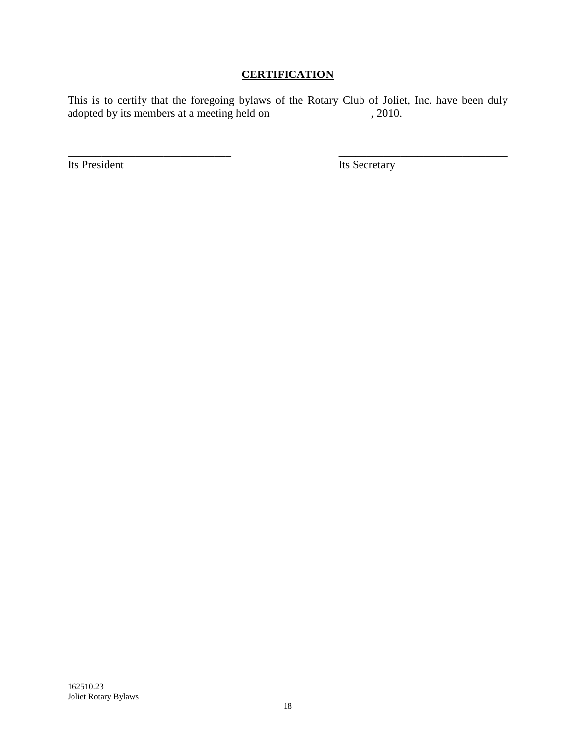## **CERTIFICATION**

This is to certify that the foregoing bylaws of the Rotary Club of Joliet, Inc. have been duly adopted by its members at a meeting held on                              , 2010.

| | |
|---|---|
| ______________________________ | ______________________________ |
| Its President | Its Secretary |

162510.23
Joliet Rotary Bylaws